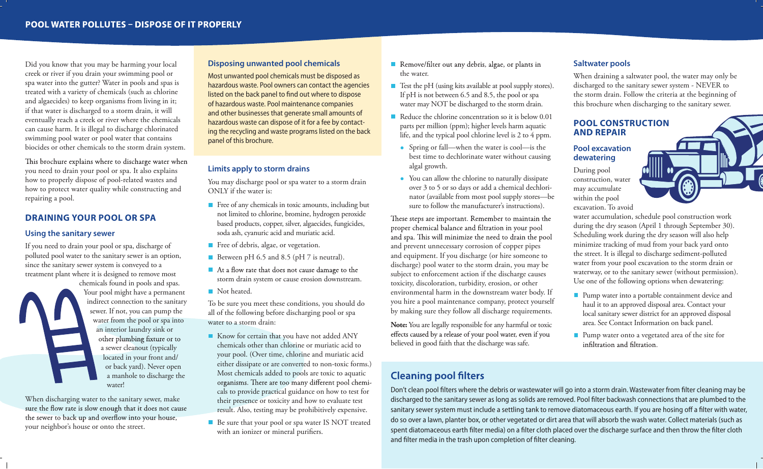# POOL WATER POLLUTES – DISPOSE OF IT PROPERLY

Did you know that you may be harming your local creek or river if you drain your swimming pool or spa water into the gutter? Water in pools and spas is treated with a variety of chemicals (such as chlorine and algaecides) to keep organisms from living in it; if that water is discharged to a storm drain, it will eventually reach a creek or river where the chemicals can cause harm. It is illegal to discharge chlorinated swimming pool water or pool water that contains biocides or other chemicals to the storm drain system.

This brochure explains where to discharge water when you need to drain your pool or spa. It also explains how to properly dispose of pool-related wastes and how to protect water quality while constructing and repairing a pool.

## DRAINING YOUR POOL OR SPA

### Using the sanitary sewer

If you need to drain your pool or spa, discharge of polluted pool water to the sanitary sewer is an option, since the sanitary sewer system is conveyed to a treatment plant where it is designed to remove most chemicals found in pools and spas. Your pool might have a permanent indirect connection to the sanitary sewer. If not, you can pump the water from the pool or spa into an interior laundry sink or other plumbing fixture or to a sewer cleanout (typically located in your front and/or back yard). Never open a manhole to discharge the water!

When discharging water to the sanitary sewer, make sure the flow rate is slow enough that it does not cause the sewer to back up and overflow into your house, your neighbor's house or onto the street.

### Disposing unwanted pool chemicals

Most unwanted pool chemicals must be disposed as hazardous waste. Pool owners can contact the agencies listed on the back panel to find out where to dispose of hazardous waste. Pool maintenance companies and other businesses that generate small amounts of hazardous waste can dispose of it for a fee by contacting the recycling and waste programs listed on the back panel of this brochure.

### Limits apply to storm drains

You may discharge pool or spa water to a storm drain ONLY if the water is:

- Free of any chemicals in toxic amounts, including but not limited to chlorine, bromine, hydrogen peroxide based products, copper, silver, algaecides, fungicides, soda ash, cyanuric acid and muriatic acid.
- Free of debris, algae, or vegetation.
- Between pH 6.5 and 8.5 (pH 7 is neutral).
- At a flow rate that does not cause damage to the storm drain system or cause erosion downstream.
- Not heated.

To be sure you meet these conditions, you should do all of the following before discharging pool or spa water to a storm drain:

- Know for certain that you have not added ANY chemicals other than chlorine or muriatic acid to your pool. (Over time, chlorine and muriatic acid either dissipate or are converted to non-toxic forms.) Most chemicals added to pools are toxic to aquatic organisms. There are too many different pool chemicals to provide practical guidance on how to test for their presence or toxicity and how to evaluate test result. Also, testing may be prohibitively expensive.
- Be sure that your pool or spa water IS NOT treated with an ionizer or mineral purifiers.
- Remove/filter out any debris, algae, or plants in the water.
- Test the pH (using kits available at pool supply stores). If pH is not between 6.5 and 8.5, the pool or spa water may NOT be discharged to the storm drain.
- Reduce the chlorine concentration so it is below 0.01 parts per million (ppm); higher levels harm aquatic life, and the typical pool chlorine level is 2 to 4 ppm.
  - Spring or fall—when the water is cool—is the best time to dechlorinate water without causing algal growth.
  - You can allow the chlorine to naturally dissipate over 3 to 5 or so days or add a chemical dechlorinator (available from most pool supply stores—be sure to follow the manufacturer's instructions).

These steps are important. Remember to maintain the proper chemical balance and filtration in your pool and spa. This will minimize the need to drain the pool and prevent unnecessary corrosion of copper pipes and equipment. If you discharge (or hire someone to discharge) pool water to the storm drain, you may be subject to enforcement action if the discharge causes toxicity, discoloration, turbidity, erosion, or other environmental harm in the downstream water body. If you hire a pool maintenance company, protect yourself by making sure they follow all discharge requirements.

**Note:** You are legally responsible for any harmful or toxic effects caused by a release of your pool water, even if you believed in good faith that the discharge was safe.

### Saltwater pools

When draining a saltwater pool, the water may only be discharged to the sanitary sewer system - NEVER to the storm drain. Follow the criteria at the beginning of this brochure when discharging to the sanitary sewer.

## POOL CONSTRUCTION AND REPAIR

### Pool excavation dewatering

During pool construction, water may accumulate within the pool excavation. To avoid water accumulation, schedule pool construction work during the dry season (April 1 through September 30). Scheduling work during the dry season will also help minimize tracking of mud from your back yard onto the street. It is illegal to discharge sediment-polluted water from your pool excavation to the storm drain or waterway, or to the sanitary sewer (without permission). Use one of the following options when dewatering:

- Pump water into a portable containment device and haul it to an approved disposal area. Contact your local sanitary sewer district for an approved disposal area. See Contact Information on back panel.
- Pump water onto a vegetated area of the site for infiltration and filtration.

## Cleaning pool filters

Don't clean pool filters where the debris or wastewater will go into a storm drain. Wastewater from filter cleaning may be discharged to the sanitary sewer as long as solids are removed. Pool filter backwash connections that are plumbed to the sanitary sewer system must include a settling tank to remove diatomaceous earth. If you are hosing off a filter with water, do so over a lawn, planter box, or other vegetated or dirt area that will absorb the wash water. Collect materials (such as spent diatomaceous earth filter media) on a filter cloth placed over the discharge surface and then throw the filter cloth and filter media in the trash upon completion of filter cleaning.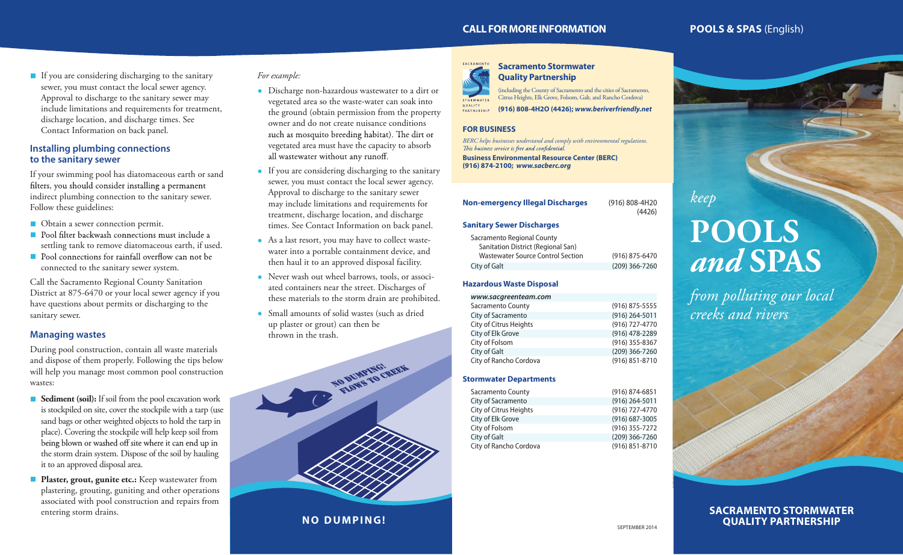- If you are considering discharging to the sanitary sewer, you must contact the local sewer agency. Approval to discharge to the sanitary sewer may include limitations and requirements for treatment, discharge location, and discharge times. See Contact Information on back panel.

## Installing plumbing connections to the sanitary sewer

If your swimming pool has diatomaceous earth or sand filters, you should consider installing a permanent indirect plumbing connection to the sanitary sewer. Follow these guidelines:

- Obtain a sewer connection permit.
- Pool filter backwash connections must include a settling tank to remove diatomaceous earth, if used.
- Pool connections for rainfall overflow can not be connected to the sanitary sewer system.

Call the Sacramento Regional County Sanitation District at 875-6470 or your local sewer agency if you have questions about permits or discharging to the sanitary sewer.

## Managing wastes

During pool construction, contain all waste materials and dispose of them properly. Following the tips below will help you manage most common pool construction wastes:

- **Sediment (soil):** If soil from the pool excavation work is stockpiled on site, cover the stockpile with a tarp (use sand bags or other weighted objects to hold the tarp in place). Covering the stockpile will help keep soil from being blown or washed off site where it can end up in the storm drain system. Dispose of the soil by hauling it to an approved disposal area.
- **Plaster, grout, gunite etc.:** Keep wastewater from plastering, grouting, guniting and other operations associated with pool construction and repairs from entering storm drains.

*For example:*

- Discharge non-hazardous wastewater to a dirt or vegetated area so the waste-water can soak into the ground (obtain permission from the property owner and do not create nuisance conditions such as mosquito breeding habitat). The dirt or vegetated area must have the capacity to absorb all wastewater without any runoff.
- If you are considering discharging to the sanitary sewer, you must contact the local sewer agency. Approval to discharge to the sanitary sewer may include limitations and requirements for treatment, discharge location, and discharge times. See Contact Information on back panel.
- As a last resort, you may have to collect waste-water into a portable containment device, and then haul it to an approved disposal facility.
- Never wash out wheel barrows, tools, or associated containers near the street. Discharges of these materials to the storm drain are prohibited.
- Small amounts of solid wastes (such as dried up plaster or grout) can then be thrown in the trash.

NO DUMPING! FLOWS TO CREEK

**NO DUMPING!**

## CALL FOR MORE INFORMATION

**Sacramento Stormwater Quality Partnership**

(including the County of Sacramento and the cities of Sacramento, Citrus Heights, Elk Grove, Folsom, Galt, and Rancho Cordova)

**(916) 808-4H2O (4426); *www.beriverfriendly.net***

**FOR BUSINESS**

*BERC helps businesses understand and comply with environmental regulations. This business service is free and confidential.*

**Business Environmental Resource Center (BERC)**
**(916) 874-2100; *www.sacberc.org***

| | |
|---|---|
| **Non-emergency Illegal Discharges** | (916) 808-4H20 (4426) |
| **Sanitary Sewer Discharges** | |
| Sacramento Regional County Sanitation District (Regional San) Wastewater Source Control Section | (916) 875-6470 |
| City of Galt | (209) 366-7260 |
| **Hazardous Waste Disposal** | |
| ***www.sacgreenteam.com*** | |
| Sacramento County | (916) 875-5555 |
| City of Sacramento | (916) 264-5011 |
| City of Citrus Heights | (916) 727-4770 |
| City of Elk Grove | (916) 478-2289 |
| City of Folsom | (916) 355-8367 |
| City of Galt | (209) 366-7260 |
| City of Rancho Cordova | (916) 851-8710 |
| **Stormwater Departments** | |
| Sacramento County | (916) 874-6851 |
| City of Sacramento | (916) 264-5011 |
| City of Citrus Heights | (916) 727-4770 |
| City of Elk Grove | (916) 687-3005 |
| City of Folsom | (916) 355-7272 |
| City of Galt | (209) 366-7260 |
| City of Rancho Cordova | (916) 851-8710 |

SEPTEMBER 2014

**POOLS & SPAS** (English)

# *keep* POOLS *and* SPAS *from polluting our local creeks and rivers*

**SACRAMENTO STORMWATER QUALITY PARTNERSHIP**